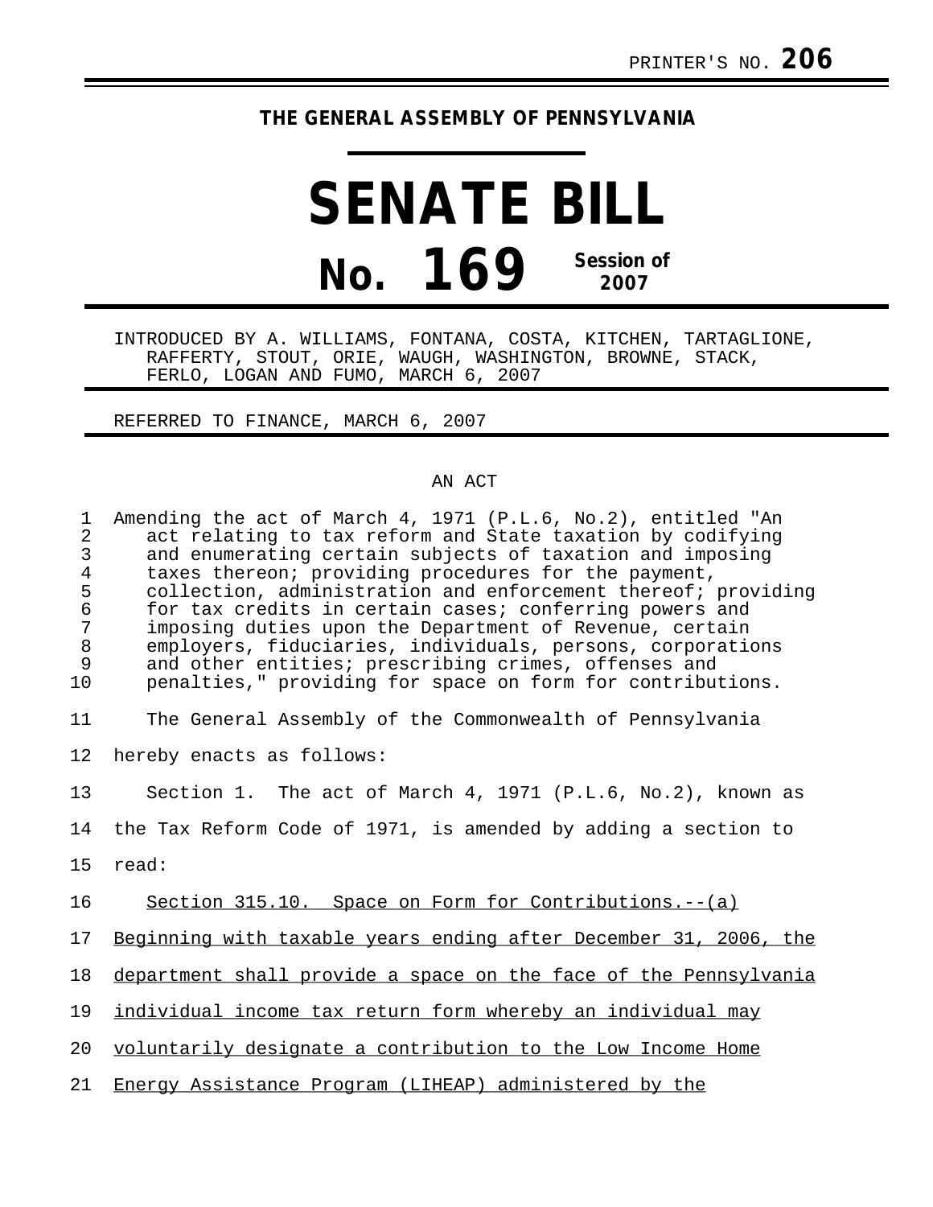PRINTER'S NO. **206**

**THE GENERAL ASSEMBLY OF PENNSYLVANIA**

# SENATE BILL

# No. 169

**Session of 2007**

INTRODUCED BY A. WILLIAMS, FONTANA, COSTA, KITCHEN, TARTAGLIONE, RAFFERTY, STOUT, ORIE, WAUGH, WASHINGTON, BROWNE, STACK, FERLO, LOGAN AND FUMO, MARCH 6, 2007

REFERRED TO FINANCE, MARCH 6, 2007

AN ACT

Amending the act of March 4, 1971 (P.L.6, No.2), entitled "An act relating to tax reform and State taxation by codifying and enumerating certain subjects of taxation and imposing taxes thereon; providing procedures for the payment, collection, administration and enforcement thereof; providing for tax credits in certain cases; conferring powers and imposing duties upon the Department of Revenue, certain employers, fiduciaries, individuals, persons, corporations and other entities; prescribing crimes, offenses and penalties," providing for space on form for contributions.

The General Assembly of the Commonwealth of Pennsylvania hereby enacts as follows:

Section 1. The act of March 4, 1971 (P.L.6, No.2), known as the Tax Reform Code of 1971, is amended by adding a section to read:

Section 315.10. Space on Form for Contributions.--(a) Beginning with taxable years ending after December 31, 2006, the department shall provide a space on the face of the Pennsylvania individual income tax return form whereby an individual may voluntarily designate a contribution to the Low Income Home Energy Assistance Program (LIHEAP) administered by the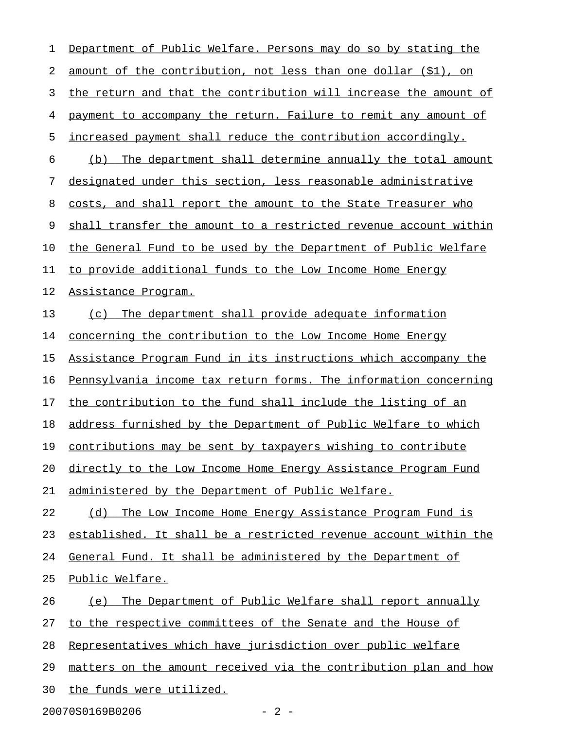Department of Public Welfare. Persons may do so by stating the amount of the contribution, not less than one dollar ($1), on the return and that the contribution will increase the amount of payment to accompany the return. Failure to remit any amount of increased payment shall reduce the contribution accordingly.

(b) The department shall determine annually the total amount designated under this section, less reasonable administrative costs, and shall report the amount to the State Treasurer who shall transfer the amount to a restricted revenue account within the General Fund to be used by the Department of Public Welfare to provide additional funds to the Low Income Home Energy Assistance Program.

(c) The department shall provide adequate information concerning the contribution to the Low Income Home Energy Assistance Program Fund in its instructions which accompany the Pennsylvania income tax return forms. The information concerning the contribution to the fund shall include the listing of an address furnished by the Department of Public Welfare to which contributions may be sent by taxpayers wishing to contribute directly to the Low Income Home Energy Assistance Program Fund administered by the Department of Public Welfare.

(d) The Low Income Home Energy Assistance Program Fund is established. It shall be a restricted revenue account within the General Fund. It shall be administered by the Department of Public Welfare.

(e) The Department of Public Welfare shall report annually to the respective committees of the Senate and the House of Representatives which have jurisdiction over public welfare matters on the amount received via the contribution plan and how the funds were utilized.

20070S0169B0206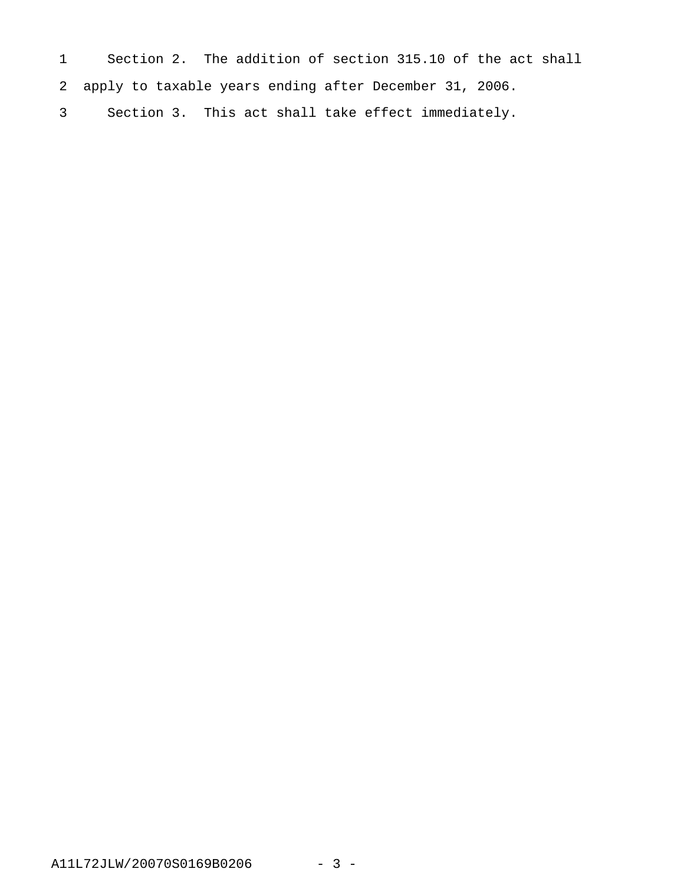Section 2. The addition of section 315.10 of the act shall apply to taxable years ending after December 31, 2006.

Section 3. This act shall take effect immediately.